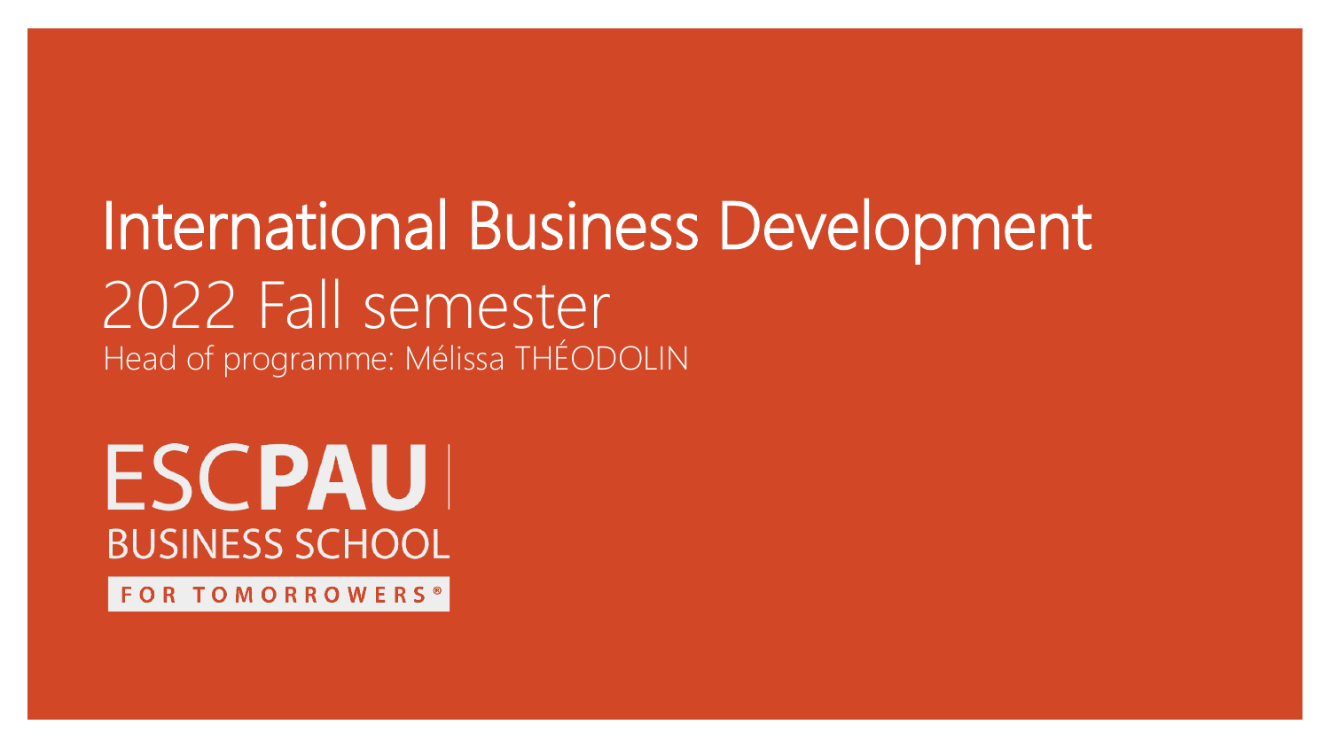# International Business Development

## 2022 Fall semester

Head of programme: Mélissa THÉODOLIN

ESCPAU
BUSINESS SCHOOL
FOR TOMORROWERS®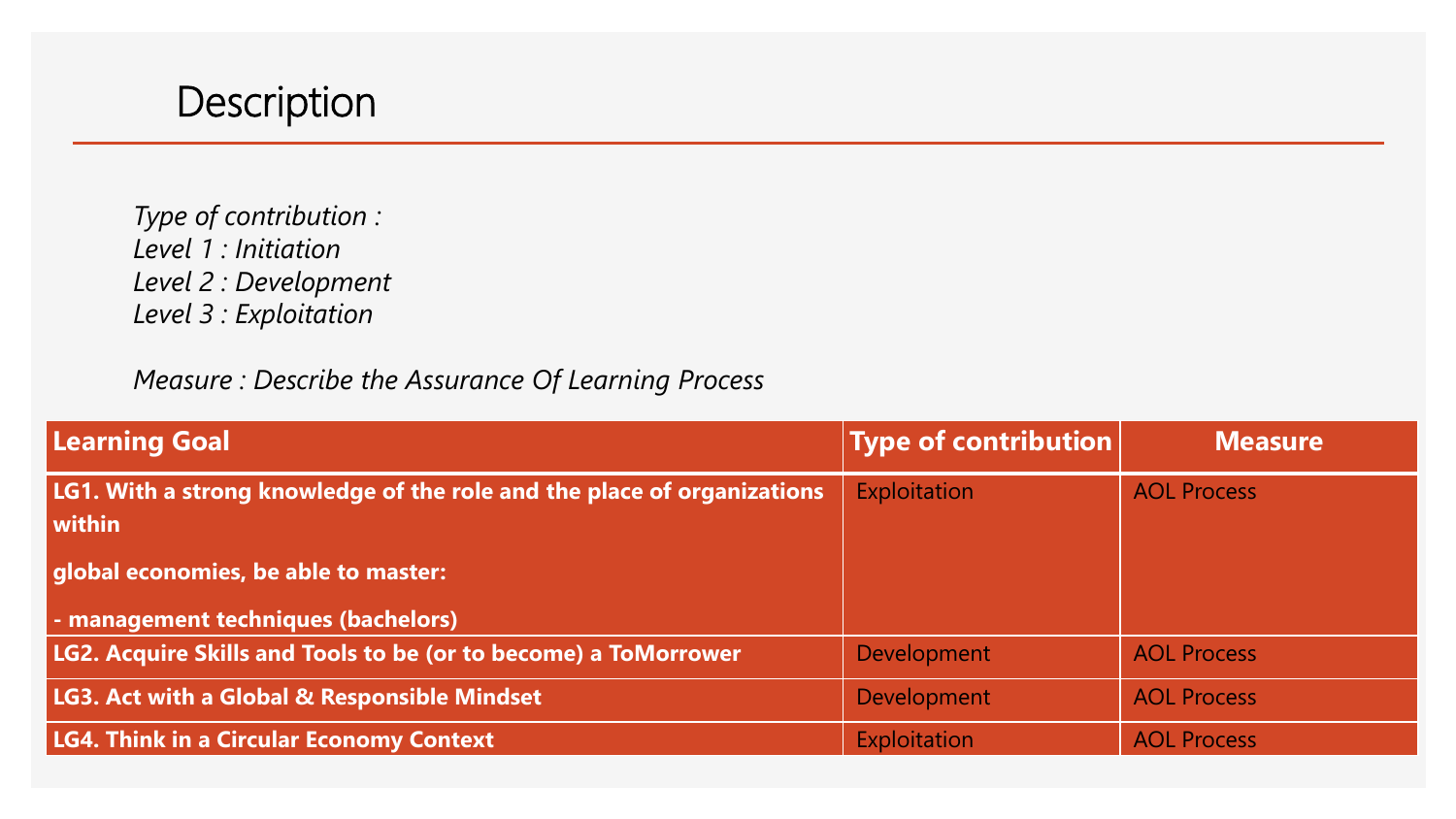# Description

*Type of contribution :*
*Level 1 : Initiation*
*Level 2 : Development*
*Level 3 : Exploitation*

*Measure : Describe the Assurance Of Learning Process*

| Learning Goal | Type of contribution | Measure |
| --- | --- | --- |
| **LG1. With a strong knowledge of the role and the place of organizations within global economies, be able to master: - management techniques (bachelors)** | Exploitation | AOL Process |
| **LG2. Acquire Skills and Tools to be (or to become) a ToMorrower** | Development | AOL Process |
| **LG3. Act with a Global & Responsible Mindset** | Development | AOL Process |
| **LG4. Think in a Circular Economy Context** | Exploitation | AOL Process |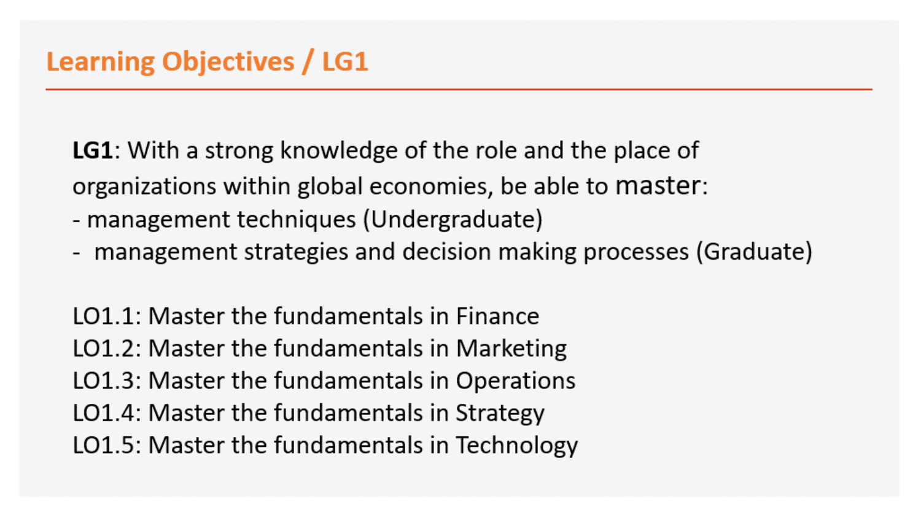## Learning Objectives / LG1

**LG1**: With a strong knowledge of the role and the place of organizations within global economies, be able to master:
- management techniques (Undergraduate)
- management strategies and decision making processes (Graduate)

LO1.1: Master the fundamentals in Finance
LO1.2: Master the fundamentals in Marketing
LO1.3: Master the fundamentals in Operations
LO1.4: Master the fundamentals in Strategy
LO1.5: Master the fundamentals in Technology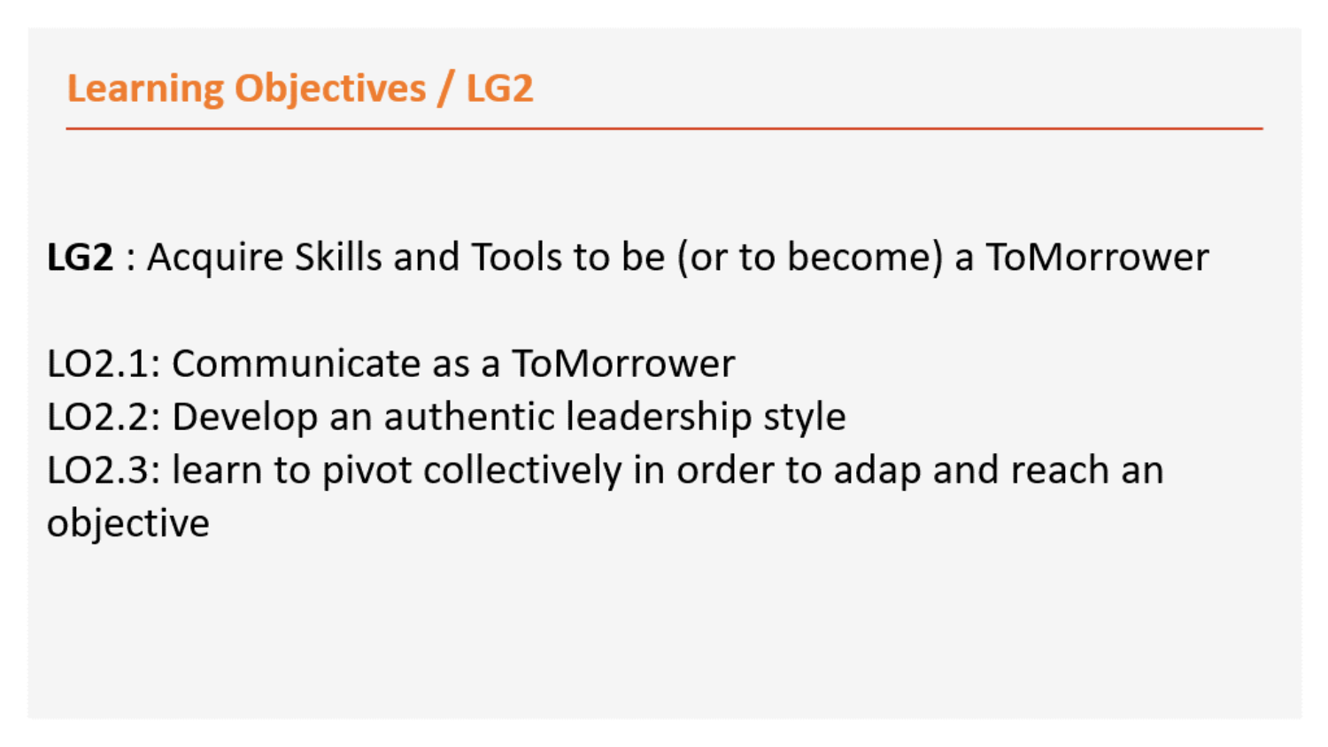## Learning Objectives / LG2

**LG2** : Acquire Skills and Tools to be (or to become) a ToMorrower

LO2.1: Communicate as a ToMorrower
LO2.2: Develop an authentic leadership style
LO2.3: learn to pivot collectively in order to adap and reach an objective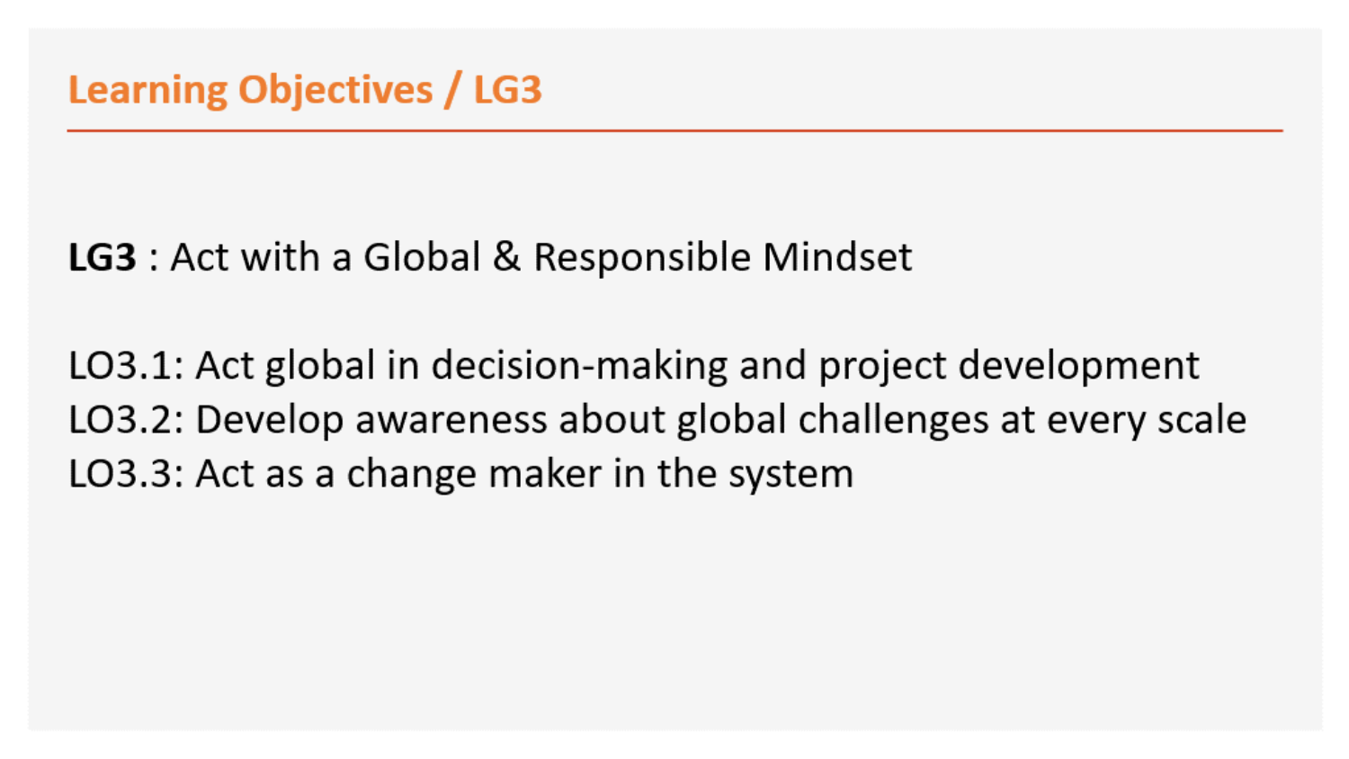## Learning Objectives / LG3

**LG3** : Act with a Global & Responsible Mindset

LO3.1: Act global in decision-making and project development
LO3.2: Develop awareness about global challenges at every scale
LO3.3: Act as a change maker in the system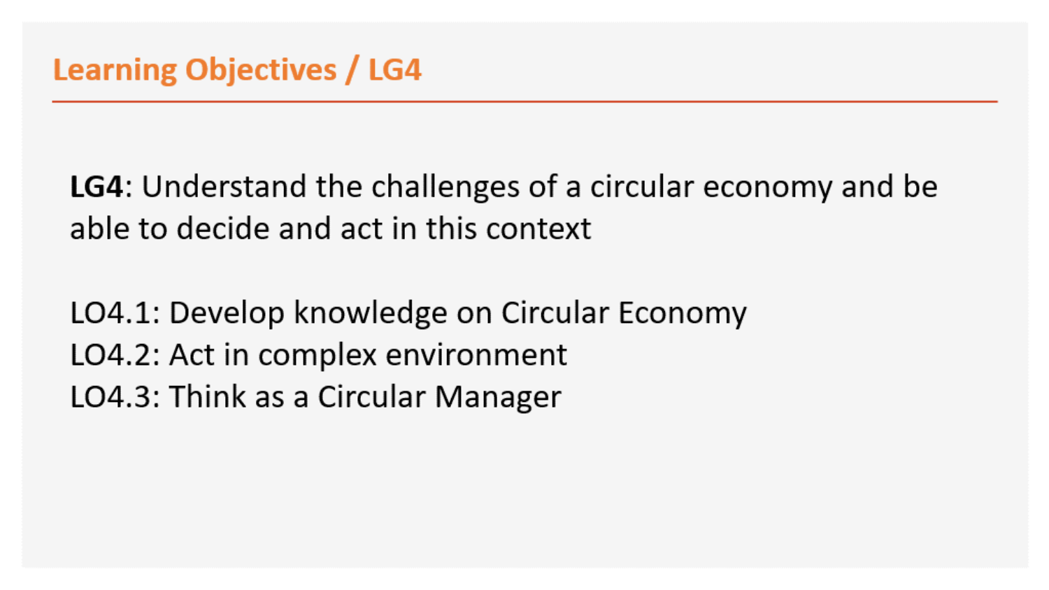## Learning Objectives / LG4

**LG4**: Understand the challenges of a circular economy and be able to decide and act in this context

LO4.1: Develop knowledge on Circular Economy
LO4.2: Act in complex environment
LO4.3: Think as a Circular Manager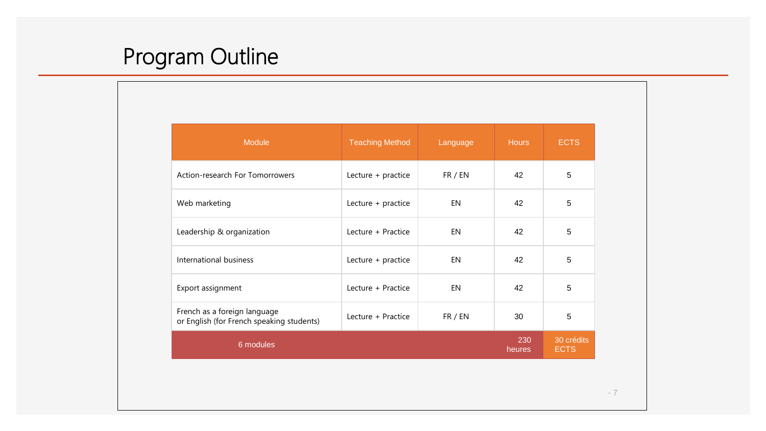# Program Outline

| Module | Teaching Method | Language | Hours | ECTS |
|---|---|---|---|---|
| Action-research For Tomorrowers | Lecture + practice | FR / EN | 42 | 5 |
| Web marketing | Lecture + practice | EN | 42 | 5 |
| Leadership & organization | Lecture + Practice | EN | 42 | 5 |
| International business | Lecture + practice | EN | 42 | 5 |
| Export assignment | Lecture + Practice | EN | 42 | 5 |
| French as a foreign language or English (for French speaking students) | Lecture + Practice | FR / EN | 30 | 5 |
| 6 modules | | | 230 heures | 30 crédits ECTS |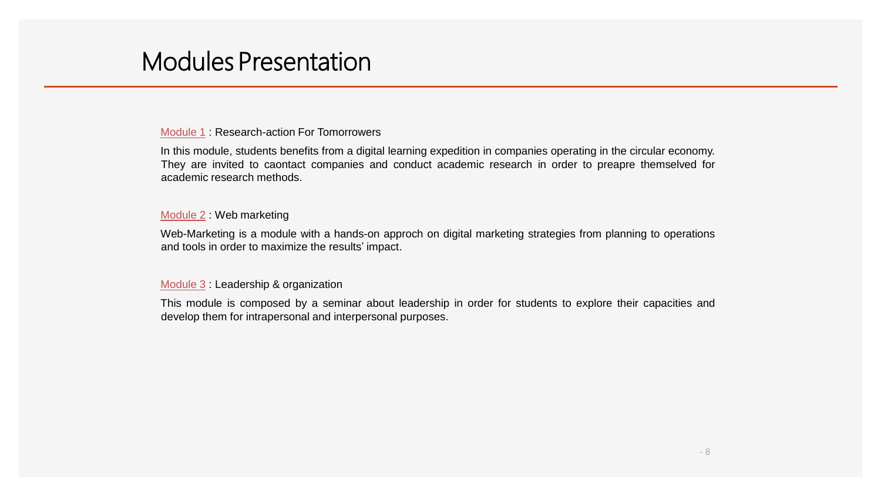# Modules Presentation

Module 1 : Research-action For Tomorrowers

In this module, students benefits from a digital learning expedition in companies operating in the circular economy. They are invited to caontact companies and conduct academic research in order to preapre themselved for academic research methods.

Module 2 : Web marketing

Web-Marketing is a module with a hands-on approch on digital marketing strategies from planning to operations and tools in order to maximize the results' impact.

Module 3 : Leadership & organization

This module is composed by a seminar about leadership in order for students to explore their capacities and develop them for intrapersonal and interpersonal purposes.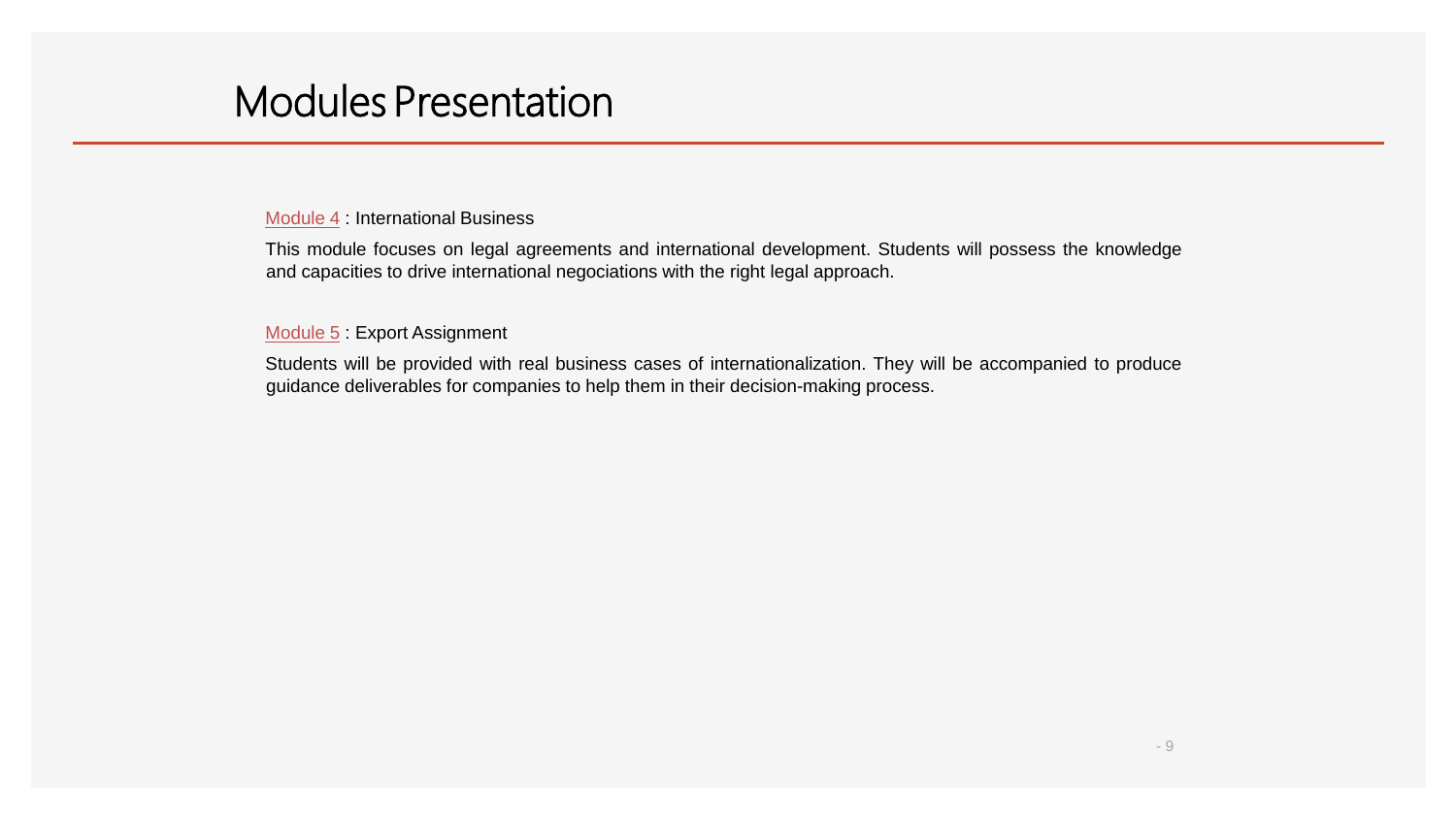# Modules Presentation

Module 4 : International Business

This module focuses on legal agreements and international development. Students will possess the knowledge and capacities to drive international negociations with the right legal approach.

Module 5 : Export Assignment

Students will be provided with real business cases of internationalization. They will be accompanied to produce guidance deliverables for companies to help them in their decision-making process.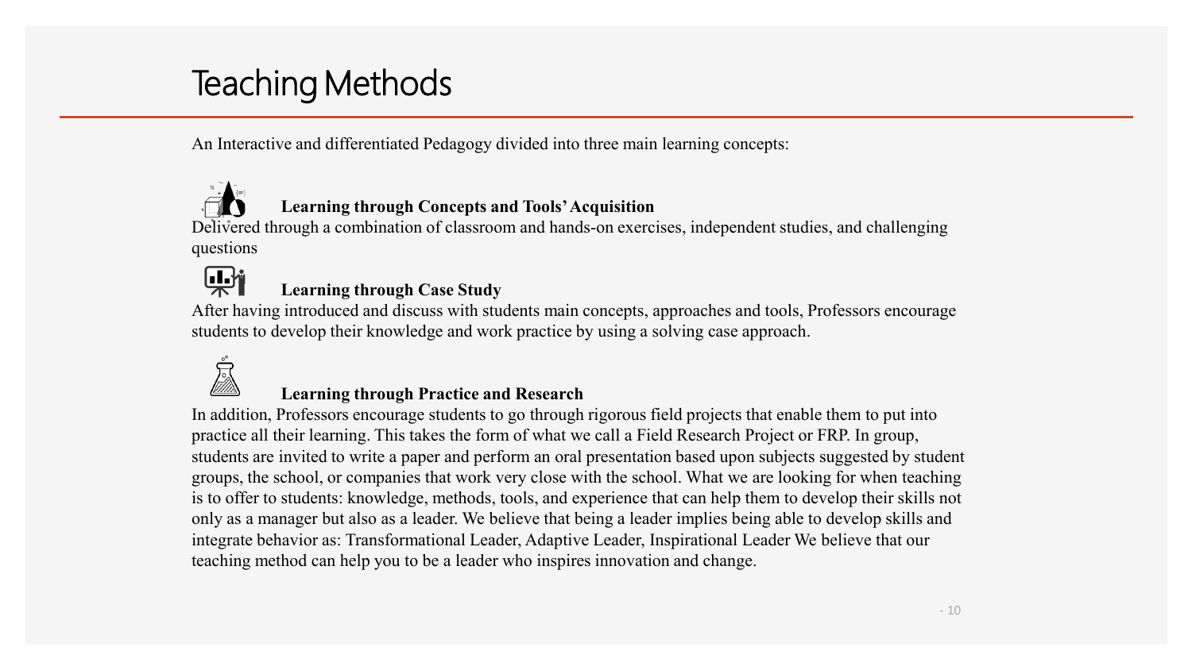# Teaching Methods

An Interactive and differentiated Pedagogy divided into three main learning concepts:

**Learning through Concepts and Tools' Acquisition**

Delivered through a combination of classroom and hands-on exercises, independent studies, and challenging questions

**Learning through Case Study**

After having introduced and discuss with students main concepts, approaches and tools, Professors encourage students to develop their knowledge and work practice by using a solving case approach.

**Learning through Practice and Research**

In addition, Professors encourage students to go through rigorous field projects that enable them to put into practice all their learning. This takes the form of what we call a Field Research Project or FRP. In group, students are invited to write a paper and perform an oral presentation based upon subjects suggested by student groups, the school, or companies that work very close with the school. What we are looking for when teaching is to offer to students: knowledge, methods, tools, and experience that can help them to develop their skills not only as a manager but also as a leader. We believe that being a leader implies being able to develop skills and integrate behavior as: Transformational Leader, Adaptive Leader, Inspirational Leader We believe that our teaching method can help you to be a leader who inspires innovation and change.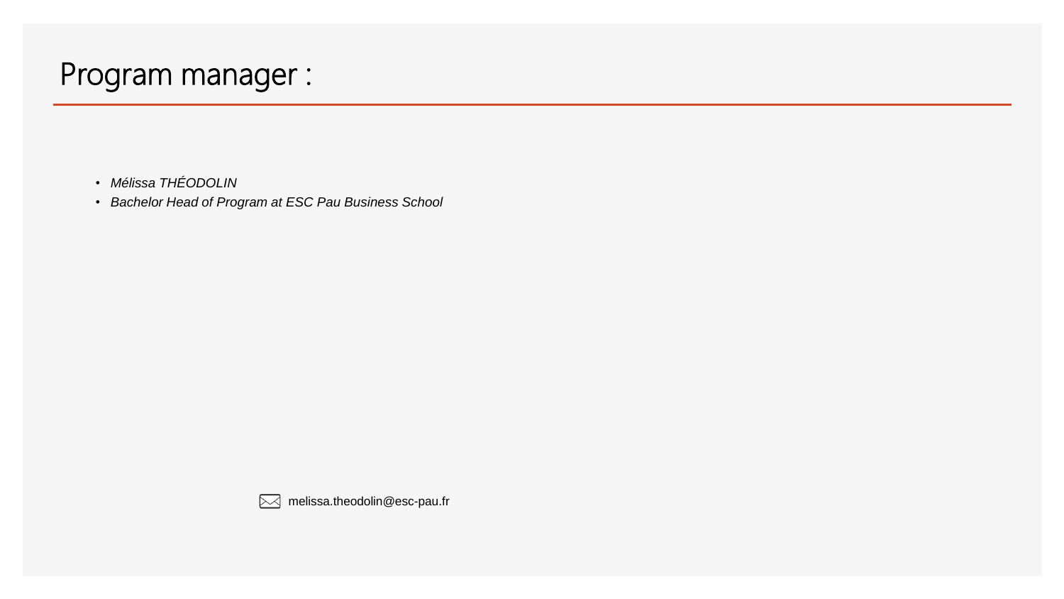# Program manager :

- *Mélissa THÉODOLIN*
- *Bachelor Head of Program at ESC Pau Business School*

melissa.theodolin@esc-pau.fr